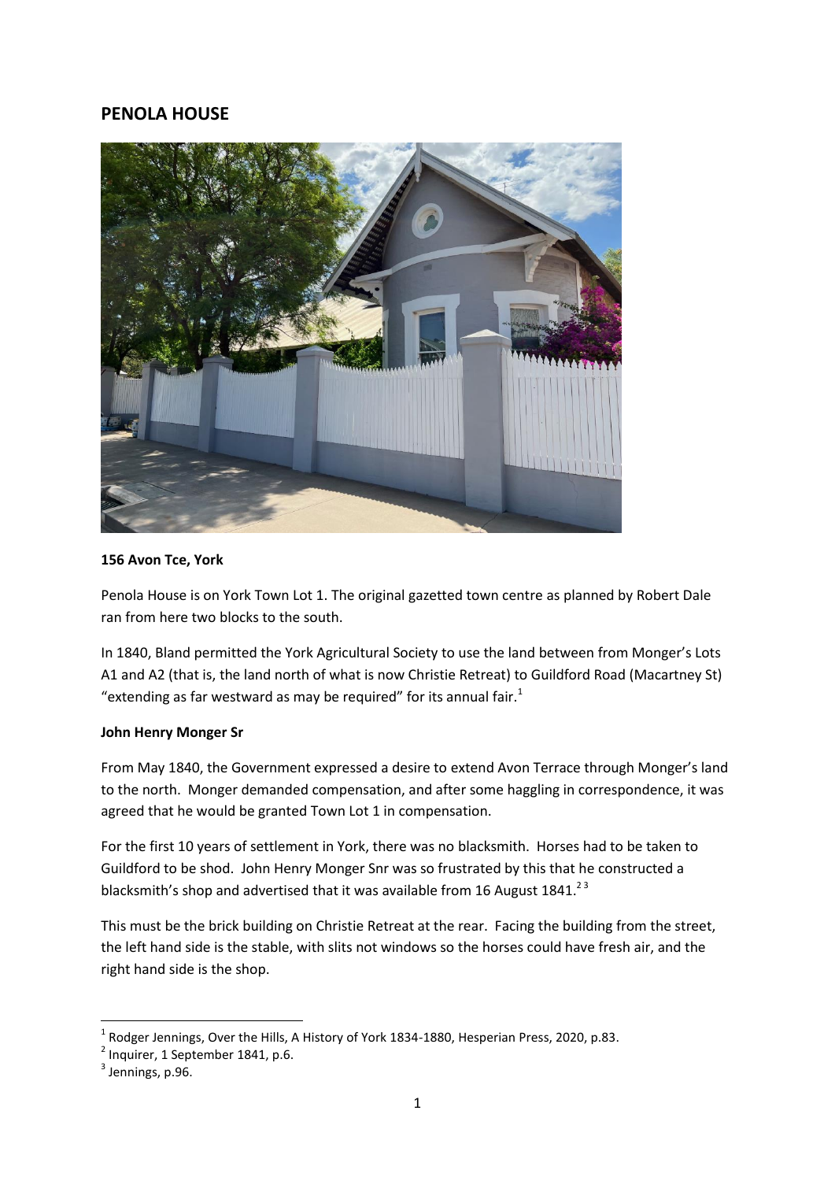# PENOLA HOUSE

**156 Avon Tce, York**

Penola House is on York Town Lot 1. The original gazetted town centre as planned by Robert Dale ran from here two blocks to the south.

In 1840, Bland permitted the York Agricultural Society to use the land between from Monger's Lots A1 and A2 (that is, the land north of what is now Christie Retreat) to Guildford Road (Macartney St) "extending as far westward as may be required" for its annual fair.[1]

**John Henry Monger Sr**

From May 1840, the Government expressed a desire to extend Avon Terrace through Monger's land to the north. Monger demanded compensation, and after some haggling in correspondence, it was agreed that he would be granted Town Lot 1 in compensation.

For the first 10 years of settlement in York, there was no blacksmith. Horses had to be taken to Guildford to be shod. John Henry Monger Snr was so frustrated by this that he constructed a blacksmith's shop and advertised that it was available from 16 August 1841.[2,3]

This must be the brick building on Christie Retreat at the rear. Facing the building from the street, the left hand side is the stable, with slits not windows so the horses could have fresh air, and the right hand side is the shop.

---

[1] Rodger Jennings, Over the Hills, A History of York 1834-1880, Hesperian Press, 2020, p.83.

[2] Inquirer, 1 September 1841, p.6.

[3] Jennings, p.96.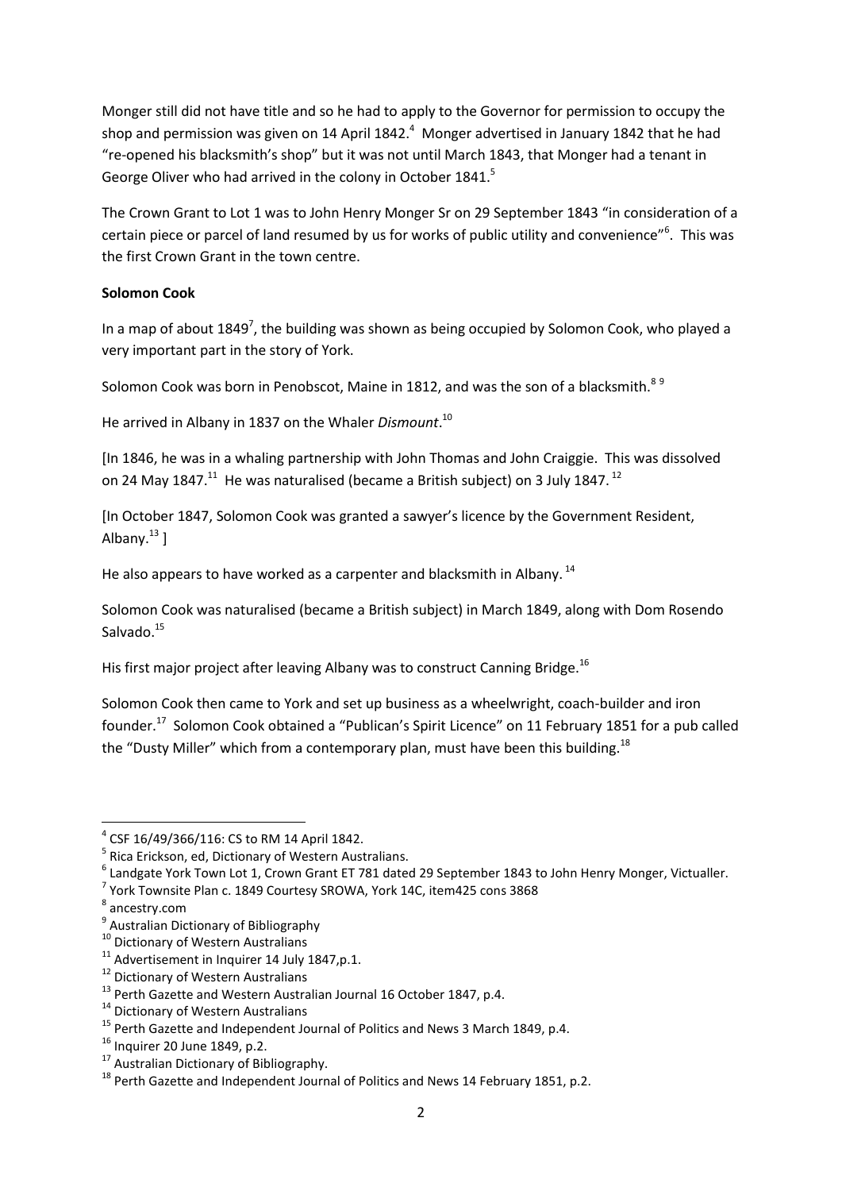Monger still did not have title and so he had to apply to the Governor for permission to occupy the shop and permission was given on 14 April 1842.[4] Monger advertised in January 1842 that he had "re-opened his blacksmith's shop" but it was not until March 1843, that Monger had a tenant in George Oliver who had arrived in the colony in October 1841.[5]

The Crown Grant to Lot 1 was to John Henry Monger Sr on 29 September 1843 "in consideration of a certain piece or parcel of land resumed by us for works of public utility and convenience"[6]. This was the first Crown Grant in the town centre.

**Solomon Cook**

In a map of about 1849[7], the building was shown as being occupied by Solomon Cook, who played a very important part in the story of York.

Solomon Cook was born in Penobscot, Maine in 1812, and was the son of a blacksmith.[8 9]

He arrived in Albany in 1837 on the Whaler *Dismount*.[10]

[In 1846, he was in a whaling partnership with John Thomas and John Craiggie. This was dissolved on 24 May 1847.[11] He was naturalised (became a British subject) on 3 July 1847.[12]

[In October 1847, Solomon Cook was granted a sawyer's licence by the Government Resident, Albany.[13] ]

He also appears to have worked as a carpenter and blacksmith in Albany.[14]

Solomon Cook was naturalised (became a British subject) in March 1849, along with Dom Rosendo Salvado.[15]

His first major project after leaving Albany was to construct Canning Bridge.[16]

Solomon Cook then came to York and set up business as a wheelwright, coach-builder and iron founder.[17] Solomon Cook obtained a "Publican's Spirit Licence" on 11 February 1851 for a pub called the "Dusty Miller" which from a contemporary plan, must have been this building.[18]

---

[4] CSF 16/49/366/116: CS to RM 14 April 1842.

[5] Rica Erickson, ed, Dictionary of Western Australians.

[6] Landgate York Town Lot 1, Crown Grant ET 781 dated 29 September 1843 to John Henry Monger, Victualler.

[7] York Townsite Plan c. 1849 Courtesy SROWA, York 14C, item425 cons 3868

[8] ancestry.com

[9] Australian Dictionary of Bibliography

[10] Dictionary of Western Australians

[11] Advertisement in Inquirer 14 July 1847,p.1.

[12] Dictionary of Western Australians

[13] Perth Gazette and Western Australian Journal 16 October 1847, p.4.

[14] Dictionary of Western Australians

[15] Perth Gazette and Independent Journal of Politics and News 3 March 1849, p.4.

[16] Inquirer 20 June 1849, p.2.

[17] Australian Dictionary of Bibliography.

[18] Perth Gazette and Independent Journal of Politics and News 14 February 1851, p.2.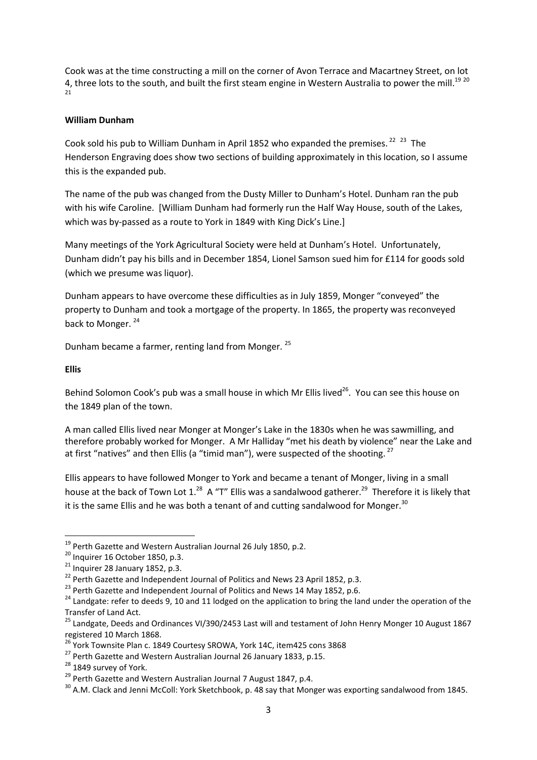Cook was at the time constructing a mill on the corner of Avon Terrace and Macartney Street, on lot 4, three lots to the south, and built the first steam engine in Western Australia to power the mill.[19] [20] [21]

**William Dunham**

Cook sold his pub to William Dunham in April 1852 who expanded the premises.[22] [23] The Henderson Engraving does show two sections of building approximately in this location, so I assume this is the expanded pub.

The name of the pub was changed from the Dusty Miller to Dunham's Hotel. Dunham ran the pub with his wife Caroline. [William Dunham had formerly run the Half Way House, south of the Lakes, which was by-passed as a route to York in 1849 with King Dick's Line.]

Many meetings of the York Agricultural Society were held at Dunham's Hotel. Unfortunately, Dunham didn't pay his bills and in December 1854, Lionel Samson sued him for £114 for goods sold (which we presume was liquor).

Dunham appears to have overcome these difficulties as in July 1859, Monger "conveyed" the property to Dunham and took a mortgage of the property. In 1865, the property was reconveyed back to Monger.[24]

Dunham became a farmer, renting land from Monger.[25]

**Ellis**

Behind Solomon Cook's pub was a small house in which Mr Ellis lived[26]. You can see this house on the 1849 plan of the town.

A man called Ellis lived near Monger at Monger's Lake in the 1830s when he was sawmilling, and therefore probably worked for Monger. A Mr Halliday "met his death by violence" near the Lake and at first "natives" and then Ellis (a "timid man"), were suspected of the shooting.[27]

Ellis appears to have followed Monger to York and became a tenant of Monger, living in a small house at the back of Town Lot 1.[28] A "T" Ellis was a sandalwood gatherer.[29] Therefore it is likely that it is the same Ellis and he was both a tenant of and cutting sandalwood for Monger.[30]

---

[19] Perth Gazette and Western Australian Journal 26 July 1850, p.2.
[20] Inquirer 16 October 1850, p.3.
[21] Inquirer 28 January 1852, p.3.
[22] Perth Gazette and Independent Journal of Politics and News 23 April 1852, p.3.
[23] Perth Gazette and Independent Journal of Politics and News 14 May 1852, p.6.
[24] Landgate: refer to deeds 9, 10 and 11 lodged on the application to bring the land under the operation of the Transfer of Land Act.
[25] Landgate, Deeds and Ordinances VI/390/2453 Last will and testament of John Henry Monger 10 August 1867 registered 10 March 1868.
[26] York Townsite Plan c. 1849 Courtesy SROWA, York 14C, item425 cons 3868
[27] Perth Gazette and Western Australian Journal 26 January 1833, p.15.
[28] 1849 survey of York.
[29] Perth Gazette and Western Australian Journal 7 August 1847, p.4.
[30] A.M. Clack and Jenni McColl: York Sketchbook, p. 48 say that Monger was exporting sandalwood from 1845.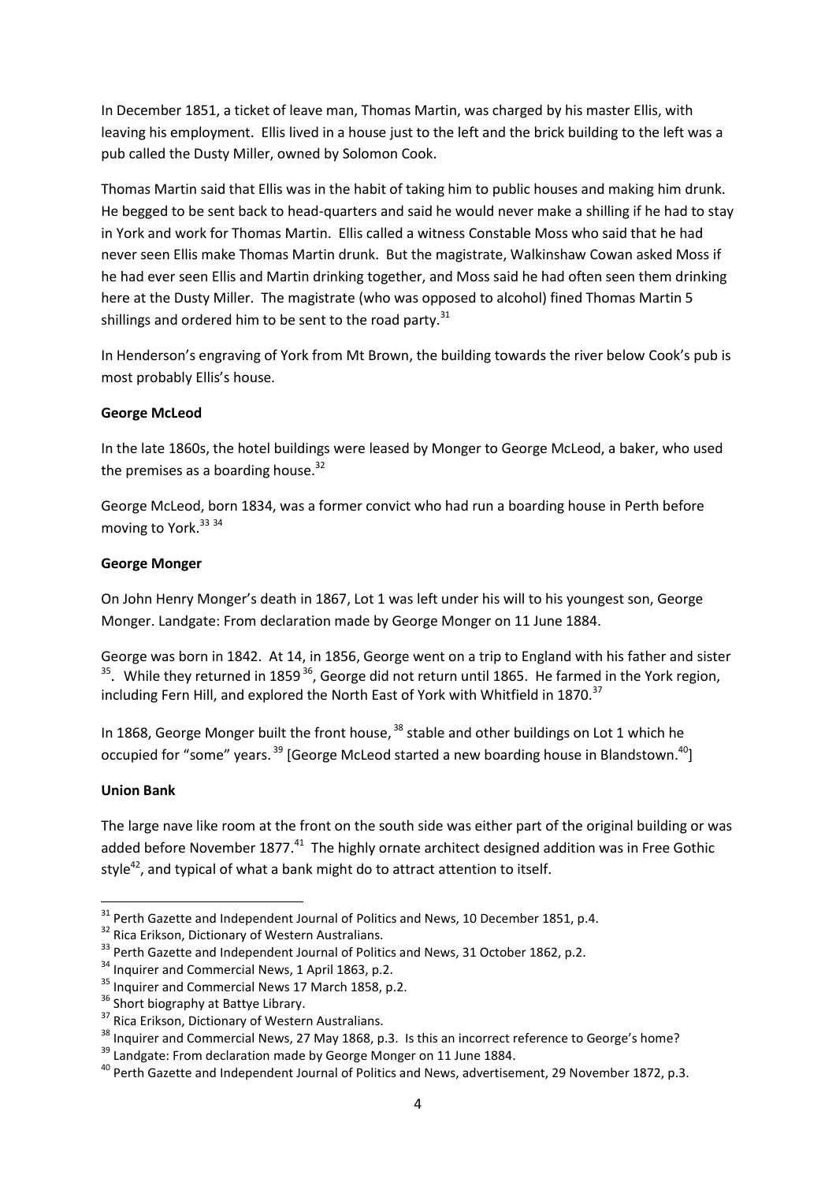In December 1851, a ticket of leave man, Thomas Martin, was charged by his master Ellis, with leaving his employment. Ellis lived in a house just to the left and the brick building to the left was a pub called the Dusty Miller, owned by Solomon Cook.

Thomas Martin said that Ellis was in the habit of taking him to public houses and making him drunk. He begged to be sent back to head-quarters and said he would never make a shilling if he had to stay in York and work for Thomas Martin. Ellis called a witness Constable Moss who said that he had never seen Ellis make Thomas Martin drunk. But the magistrate, Walkinshaw Cowan asked Moss if he had ever seen Ellis and Martin drinking together, and Moss said he had often seen them drinking here at the Dusty Miller. The magistrate (who was opposed to alcohol) fined Thomas Martin 5 shillings and ordered him to be sent to the road party.[31]

In Henderson's engraving of York from Mt Brown, the building towards the river below Cook's pub is most probably Ellis's house.

**George McLeod**

In the late 1860s, the hotel buildings were leased by Monger to George McLeod, a baker, who used the premises as a boarding house.[32]

George McLeod, born 1834, was a former convict who had run a boarding house in Perth before moving to York.[33] [34]

**George Monger**

On John Henry Monger's death in 1867, Lot 1 was left under his will to his youngest son, George Monger. Landgate: From declaration made by George Monger on 11 June 1884.

George was born in 1842. At 14, in 1856, George went on a trip to England with his father and sister [35]. While they returned in 1859 [36], George did not return until 1865. He farmed in the York region, including Fern Hill, and explored the North East of York with Whitfield in 1870.[37]

In 1868, George Monger built the front house, [38] stable and other buildings on Lot 1 which he occupied for "some" years. [39] [George McLeod started a new boarding house in Blandstown.[40]]

**Union Bank**

The large nave like room at the front on the south side was either part of the original building or was added before November 1877.[41] The highly ornate architect designed addition was in Free Gothic style[42], and typical of what a bank might do to attract attention to itself.

---

[31] Perth Gazette and Independent Journal of Politics and News, 10 December 1851, p.4.

[32] Rica Erikson, Dictionary of Western Australians.

[33] Perth Gazette and Independent Journal of Politics and News, 31 October 1862, p.2.

[34] Inquirer and Commercial News, 1 April 1863, p.2.

[35] Inquirer and Commercial News 17 March 1858, p.2.

[36] Short biography at Battye Library.

[37] Rica Erikson, Dictionary of Western Australians.

[38] Inquirer and Commercial News, 27 May 1868, p.3. Is this an incorrect reference to George's home?

[39] Landgate: From declaration made by George Monger on 11 June 1884.

[40] Perth Gazette and Independent Journal of Politics and News, advertisement, 29 November 1872, p.3.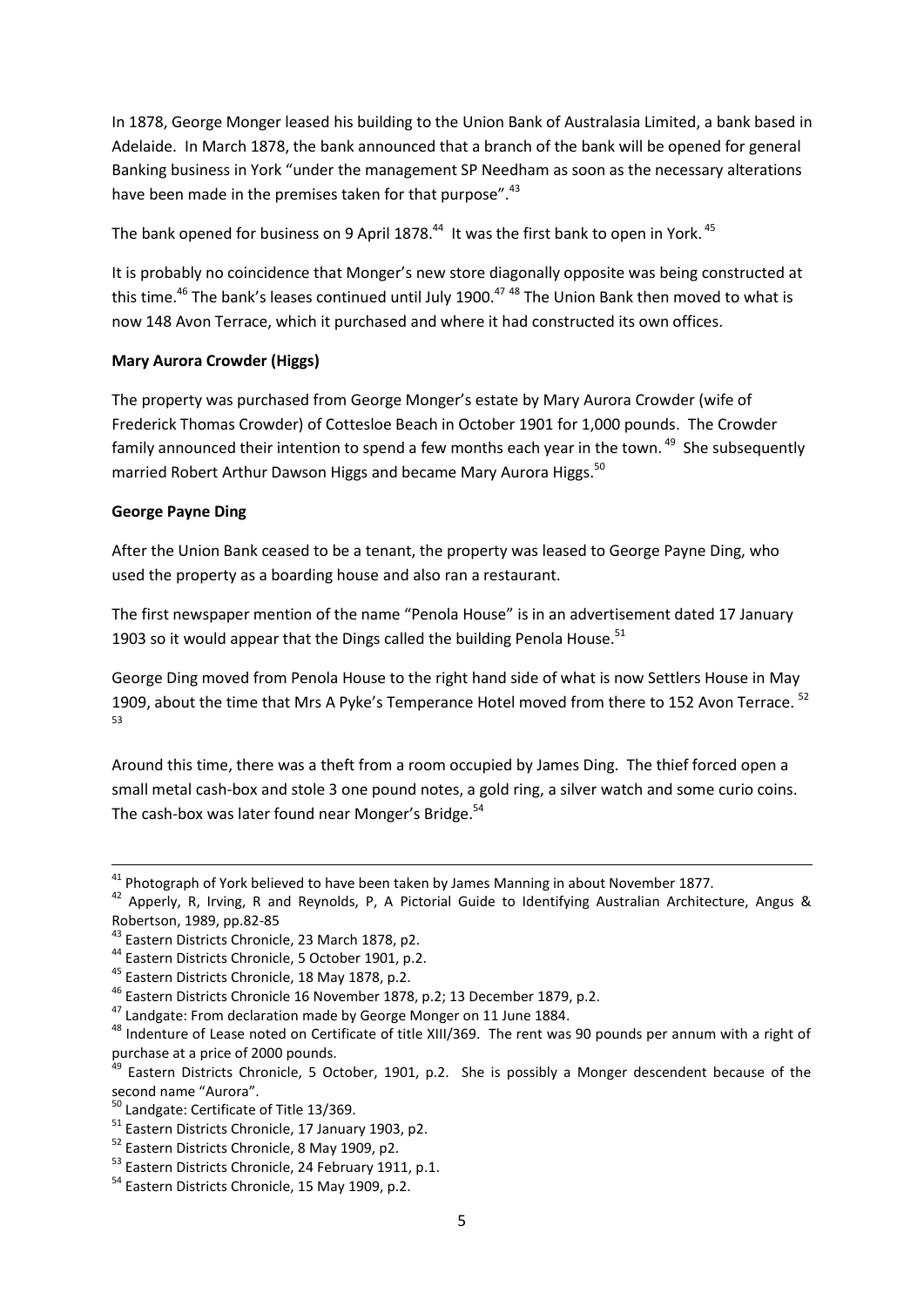In 1878, George Monger leased his building to the Union Bank of Australasia Limited, a bank based in Adelaide. In March 1878, the bank announced that a branch of the bank will be opened for general Banking business in York "under the management SP Needham as soon as the necessary alterations have been made in the premises taken for that purpose".[43]

The bank opened for business on 9 April 1878.[44] It was the first bank to open in York.[45]

It is probably no coincidence that Monger's new store diagonally opposite was being constructed at this time.[46] The bank's leases continued until July 1900.[47] [48] The Union Bank then moved to what is now 148 Avon Terrace, which it purchased and where it had constructed its own offices.

**Mary Aurora Crowder (Higgs)**

The property was purchased from George Monger's estate by Mary Aurora Crowder (wife of Frederick Thomas Crowder) of Cottesloe Beach in October 1901 for 1,000 pounds. The Crowder family announced their intention to spend a few months each year in the town.[49] She subsequently married Robert Arthur Dawson Higgs and became Mary Aurora Higgs.[50]

**George Payne Ding**

After the Union Bank ceased to be a tenant, the property was leased to George Payne Ding, who used the property as a boarding house and also ran a restaurant.

The first newspaper mention of the name "Penola House" is in an advertisement dated 17 January 1903 so it would appear that the Dings called the building Penola House.[51]

George Ding moved from Penola House to the right hand side of what is now Settlers House in May 1909, about the time that Mrs A Pyke's Temperance Hotel moved from there to 152 Avon Terrace.[52] [53]

Around this time, there was a theft from a room occupied by James Ding. The thief forced open a small metal cash-box and stole 3 one pound notes, a gold ring, a silver watch and some curio coins. The cash-box was later found near Monger's Bridge.[54]

---

[41] Photograph of York believed to have been taken by James Manning in about November 1877.

[42] Apperly, R, Irving, R and Reynolds, P, A Pictorial Guide to Identifying Australian Architecture, Angus & Robertson, 1989, pp.82-85

[43] Eastern Districts Chronicle, 23 March 1878, p2.

[44] Eastern Districts Chronicle, 5 October 1901, p.2.

[45] Eastern Districts Chronicle, 18 May 1878, p.2.

[46] Eastern Districts Chronicle 16 November 1878, p.2; 13 December 1879, p.2.

[47] Landgate: From declaration made by George Monger on 11 June 1884.

[48] Indenture of Lease noted on Certificate of title XIII/369. The rent was 90 pounds per annum with a right of purchase at a price of 2000 pounds.

[49] Eastern Districts Chronicle, 5 October, 1901, p.2. She is possibly a Monger descendent because of the second name "Aurora".

[50] Landgate: Certificate of Title 13/369.

[51] Eastern Districts Chronicle, 17 January 1903, p2.

[52] Eastern Districts Chronicle, 8 May 1909, p2.

[53] Eastern Districts Chronicle, 24 February 1911, p.1.

[54] Eastern Districts Chronicle, 15 May 1909, p.2.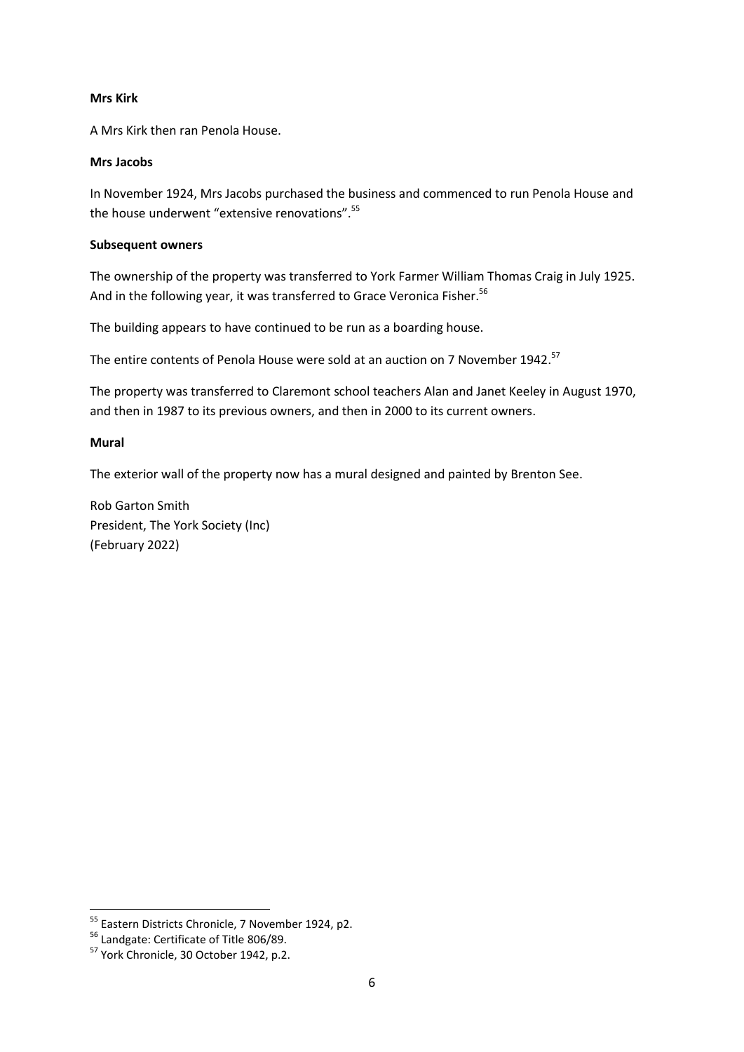**Mrs Kirk**

A Mrs Kirk then ran Penola House.

**Mrs Jacobs**

In November 1924, Mrs Jacobs purchased the business and commenced to run Penola House and the house underwent "extensive renovations".[55]

**Subsequent owners**

The ownership of the property was transferred to York Farmer William Thomas Craig in July 1925. And in the following year, it was transferred to Grace Veronica Fisher.[56]

The building appears to have continued to be run as a boarding house.

The entire contents of Penola House were sold at an auction on 7 November 1942.[57]

The property was transferred to Claremont school teachers Alan and Janet Keeley in August 1970, and then in 1987 to its previous owners, and then in 2000 to its current owners.

**Mural**

The exterior wall of the property now has a mural designed and painted by Brenton See.

Rob Garton Smith
President, The York Society (Inc)
(February 2022)

---

[55] Eastern Districts Chronicle, 7 November 1924, p2.
[56] Landgate: Certificate of Title 806/89.
[57] York Chronicle, 30 October 1942, p.2.